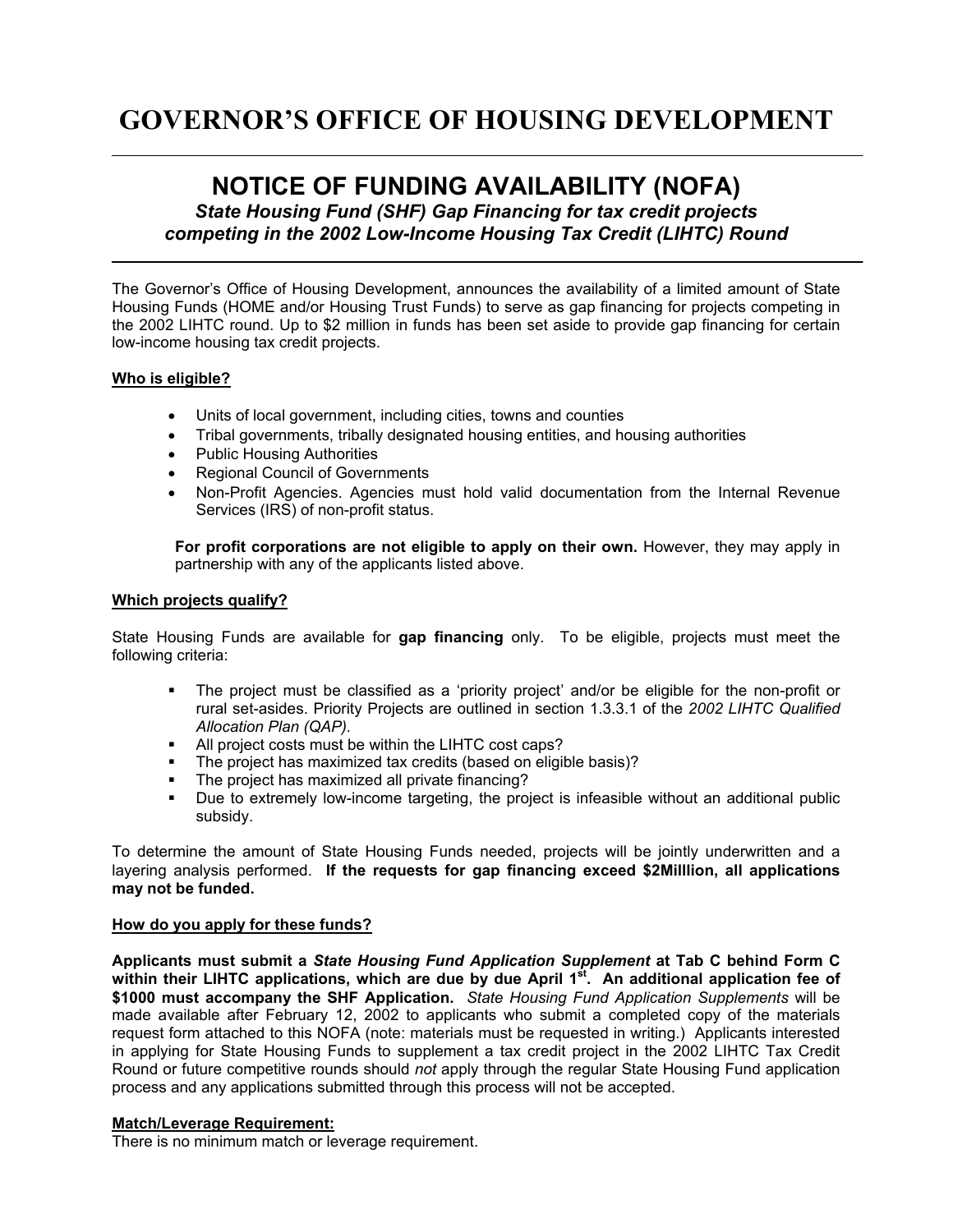# GOVERNOR'S OFFICE OF HOUSING DEVELOPMENT

## NOTICE OF FUNDING AVAILABILITY (NOFA)

***State Housing Fund (SHF) Gap Financing for tax credit projects competing in the 2002 Low-Income Housing Tax Credit (LIHTC) Round***

The Governor's Office of Housing Development, announces the availability of a limited amount of State Housing Funds (HOME and/or Housing Trust Funds) to serve as gap financing for projects competing in the 2002 LIHTC round. Up to $2 million in funds has been set aside to provide gap financing for certain low-income housing tax credit projects.

### Who is eligible?

- Units of local government, including cities, towns and counties
- Tribal governments, tribally designated housing entities, and housing authorities
- Public Housing Authorities
- Regional Council of Governments
- Non-Profit Agencies. Agencies must hold valid documentation from the Internal Revenue Services (IRS) of non-profit status.

**For profit corporations are not eligible to apply on their own.** However, they may apply in partnership with any of the applicants listed above.

### Which projects qualify?

State Housing Funds are available for **gap financing** only. To be eligible, projects must meet the following criteria:

- The project must be classified as a 'priority project' and/or be eligible for the non-profit or rural set-asides. Priority Projects are outlined in section 1.3.3.1 of the *2002 LIHTC Qualified Allocation Plan (QAP).*
- All project costs must be within the LIHTC cost caps?
- The project has maximized tax credits (based on eligible basis)?
- The project has maximized all private financing?
- Due to extremely low-income targeting, the project is infeasible without an additional public subsidy.

To determine the amount of State Housing Funds needed, projects will be jointly underwritten and a layering analysis performed. **If the requests for gap financing exceed $2Milllion, all applications may not be funded.**

### How do you apply for these funds?

**Applicants must submit a *State Housing Fund Application Supplement* at Tab C behind Form C within their LIHTC applications, which are due by due April 1st. An additional application fee of $1000 must accompany the SHF Application.** *State Housing Fund Application Supplements* will be made available after February 12, 2002 to applicants who submit a completed copy of the materials request form attached to this NOFA (note: materials must be requested in writing.) Applicants interested in applying for State Housing Funds to supplement a tax credit project in the 2002 LIHTC Tax Credit Round or future competitive rounds should *not* apply through the regular State Housing Fund application process and any applications submitted through this process will not be accepted.

### Match/Leverage Requirement:

There is no minimum match or leverage requirement.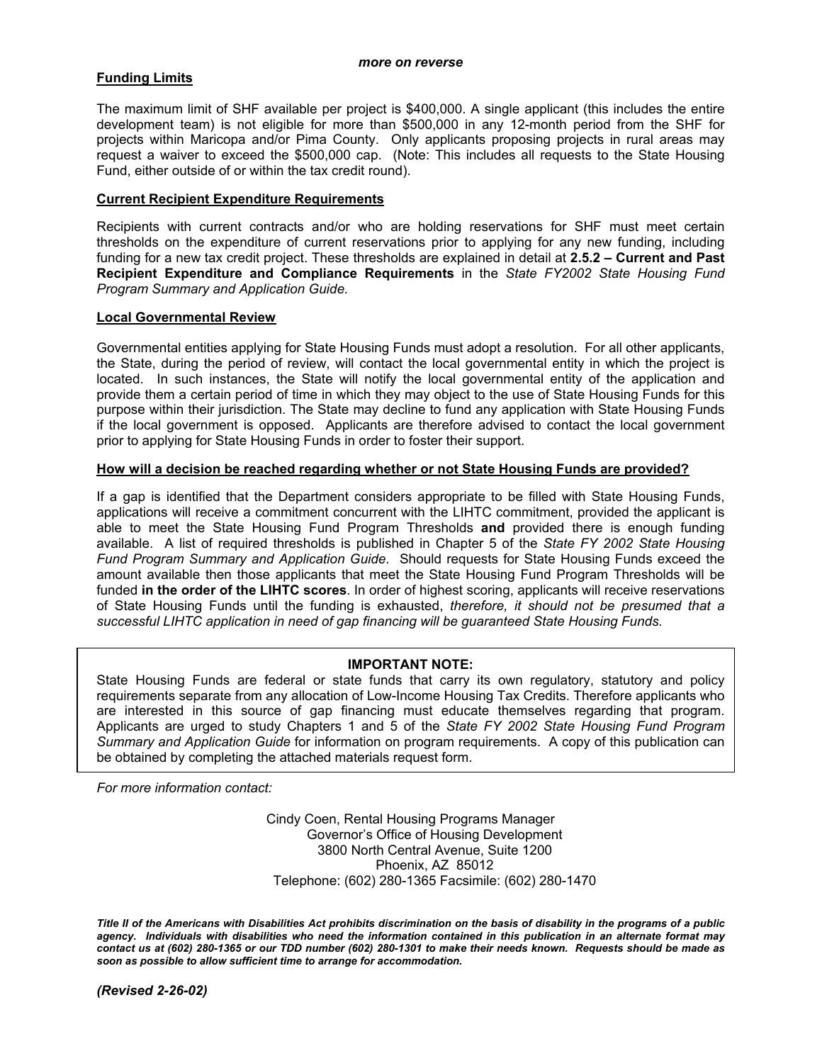*more on reverse*

**Funding Limits**

The maximum limit of SHF available per project is $400,000. A single applicant (this includes the entire development team) is not eligible for more than $500,000 in any 12-month period from the SHF for projects within Maricopa and/or Pima County. Only applicants proposing projects in rural areas may request a waiver to exceed the $500,000 cap. (Note: This includes all requests to the State Housing Fund, either outside of or within the tax credit round).

**Current Recipient Expenditure Requirements**

Recipients with current contracts and/or who are holding reservations for SHF must meet certain thresholds on the expenditure of current reservations prior to applying for any new funding, including funding for a new tax credit project. These thresholds are explained in detail at **2.5.2 – Current and Past Recipient Expenditure and Compliance Requirements** in the *State FY2002 State Housing Fund Program Summary and Application Guide.*

**Local Governmental Review**

Governmental entities applying for State Housing Funds must adopt a resolution. For all other applicants, the State, during the period of review, will contact the local governmental entity in which the project is located. In such instances, the State will notify the local governmental entity of the application and provide them a certain period of time in which they may object to the use of State Housing Funds for this purpose within their jurisdiction. The State may decline to fund any application with State Housing Funds if the local government is opposed. Applicants are therefore advised to contact the local government prior to applying for State Housing Funds in order to foster their support.

**How will a decision be reached regarding whether or not State Housing Funds are provided?**

If a gap is identified that the Department considers appropriate to be filled with State Housing Funds, applications will receive a commitment concurrent with the LIHTC commitment, provided the applicant is able to meet the State Housing Fund Program Thresholds **and** provided there is enough funding available. A list of required thresholds is published in Chapter 5 of the *State FY 2002 State Housing Fund Program Summary and Application Guide*. Should requests for State Housing Funds exceed the amount available then those applicants that meet the State Housing Fund Program Thresholds will be funded **in the order of the LIHTC scores**. In order of highest scoring, applicants will receive reservations of State Housing Funds until the funding is exhausted, *therefore, it should not be presumed that a successful LIHTC application in need of gap financing will be guaranteed State Housing Funds.*

**IMPORTANT NOTE:**

State Housing Funds are federal or state funds that carry its own regulatory, statutory and policy requirements separate from any allocation of Low-Income Housing Tax Credits. Therefore applicants who are interested in this source of gap financing must educate themselves regarding that program. Applicants are urged to study Chapters 1 and 5 of the *State FY 2002 State Housing Fund Program Summary and Application Guide* for information on program requirements. A copy of this publication can be obtained by completing the attached materials request form.

*For more information contact:*

Cindy Coen, Rental Housing Programs Manager
Governor's Office of Housing Development
3800 North Central Avenue, Suite 1200
Phoenix, AZ 85012
Telephone: (602) 280-1365 Facsimile: (602) 280-1470

***Title II of the Americans with Disabilities Act prohibits discrimination on the basis of disability in the programs of a public agency. Individuals with disabilities who need the information contained in this publication in an alternate format may contact us at (602) 280-1365 or our TDD number (602) 280-1301 to make their needs known. Requests should be made as soon as possible to allow sufficient time to arrange for accommodation.***

***(Revised 2-26-02)***